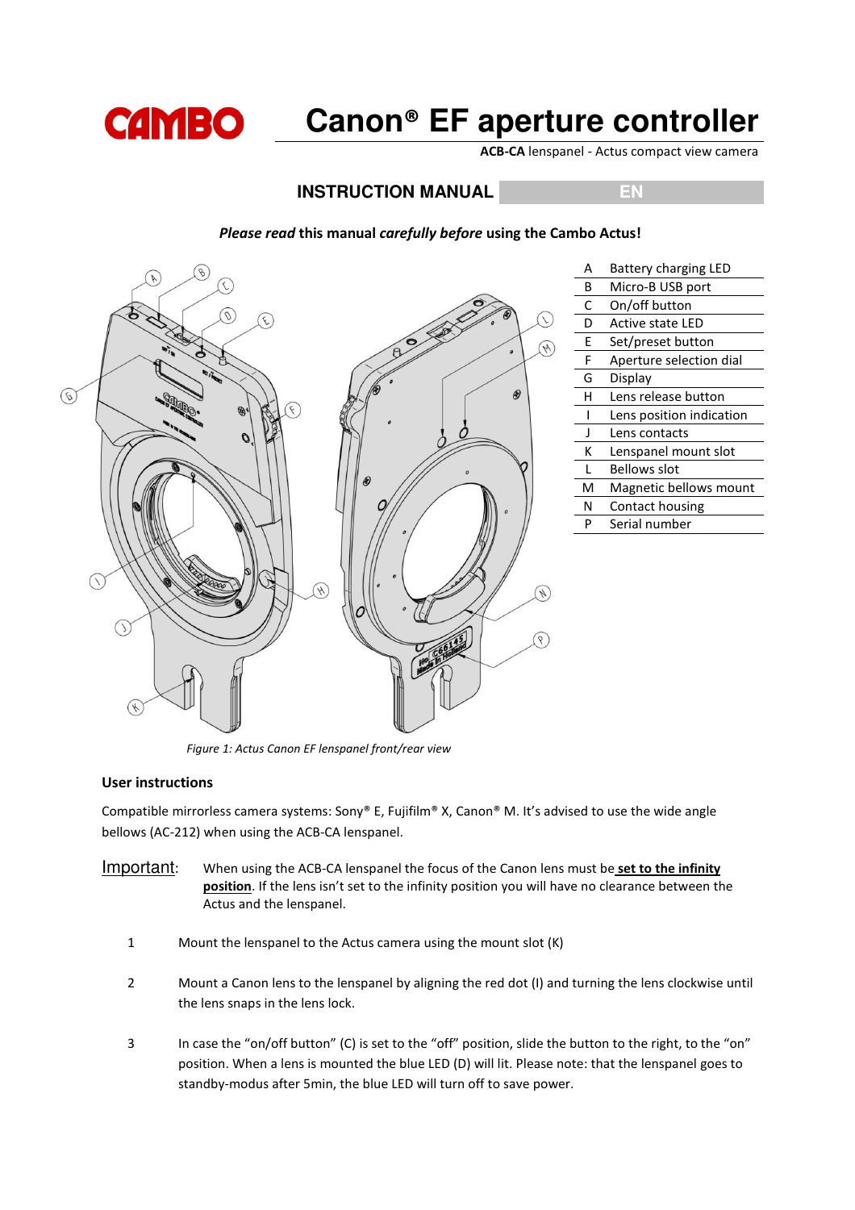# Canon® EF aperture controller

**ACB-CA** lenspanel - Actus compact view camera

## INSTRUCTION MANUAL — EN

***Please read*** **this manual** ***carefully before*** **using the Cambo Actus!**

| | |
|---|---|
| A | Battery charging LED |
| B | Micro-B USB port |
| C | On/off button |
| D | Active state LED |
| E | Set/preset button |
| F | Aperture selection dial |
| G | Display |
| H | Lens release button |
| I | Lens position indication |
| J | Lens contacts |
| K | Lenspanel mount slot |
| L | Bellows slot |
| M | Magnetic bellows mount |
| N | Contact housing |
| P | Serial number |

*Figure 1: Actus Canon EF lenspanel front/rear view*

### User instructions

Compatible mirrorless camera systems: Sony® E, Fujifilm® X, Canon® M. It's advised to use the wide angle bellows (AC-212) when using the ACB-CA lenspanel.

Important: When using the ACB-CA lenspanel the focus of the Canon lens must be **set to the infinity position**. If the lens isn't set to the infinity position you will have no clearance between the Actus and the lenspanel.

1. Mount the lenspanel to the Actus camera using the mount slot (K)

2. Mount a Canon lens to the lenspanel by aligning the red dot (I) and turning the lens clockwise until the lens snaps in the lens lock.

3. In case the "on/off button" (C) is set to the "off" position, slide the button to the right, to the "on" position. When a lens is mounted the blue LED (D) will lit. Please note: that the lenspanel goes to standby-modus after 5min, the blue LED will turn off to save power.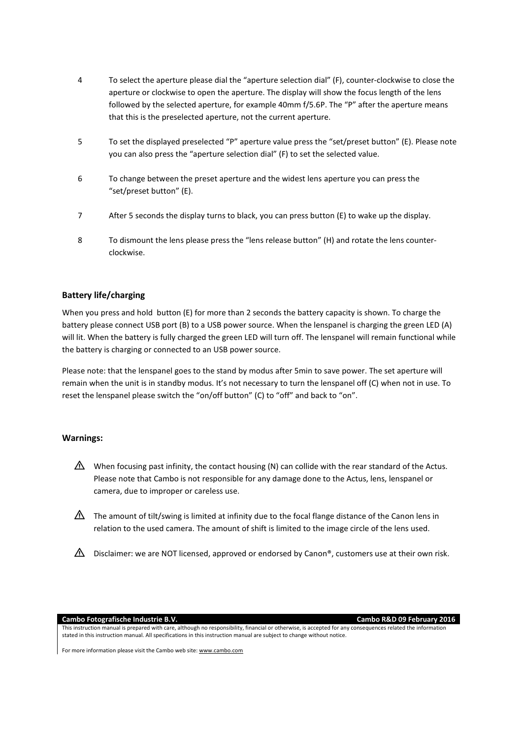4. To select the aperture please dial the “aperture selection dial” (F), counter-clockwise to close the aperture or clockwise to open the aperture. The display will show the focus length of the lens followed by the selected aperture, for example 40mm f/5.6P. The “P” after the aperture means that this is the preselected aperture, not the current aperture.

5. To set the displayed preselected “P” aperture value press the “set/preset button” (E). Please note you can also press the “aperture selection dial” (F) to set the selected value.

6. To change between the preset aperture and the widest lens aperture you can press the “set/preset button” (E).

7. After 5 seconds the display turns to black, you can press button (E) to wake up the display.

8. To dismount the lens please press the “lens release button” (H) and rotate the lens counter-clockwise.

### Battery life/charging

When you press and hold  button (E) for more than 2 seconds the battery capacity is shown. To charge the battery please connect USB port (B) to a USB power source. When the lenspanel is charging the green LED (A) will lit. When the battery is fully charged the green LED will turn off. The lenspanel will remain functional while the battery is charging or connected to an USB power source.

Please note: that the lenspanel goes to the stand by modus after 5min to save power. The set aperture will remain when the unit is in standby modus. It’s not necessary to turn the lenspanel off (C) when not in use. To reset the lenspanel please switch the “on/off button” (C) to “off” and back to “on”.

### Warnings:

⚠ When focusing past infinity, the contact housing (N) can collide with the rear standard of the Actus. Please note that Cambo is not responsible for any damage done to the Actus, lens, lenspanel or camera, due to improper or careless use.

⚠ The amount of tilt/swing is limited at infinity due to the focal flange distance of the Canon lens in relation to the used camera. The amount of shift is limited to the image circle of the lens used.

⚠ Disclaimer: we are NOT licensed, approved or endorsed by Canon®, customers use at their own risk.

**Cambo Fotografische Industrie B.V.** **Cambo R&D 09 February 2016**

This instruction manual is prepared with care, although no responsibility, financial or otherwise, is accepted for any consequences related the information stated in this instruction manual. All specifications in this instruction manual are subject to change without notice.

For more information please visit the Cambo web site: www.cambo.com